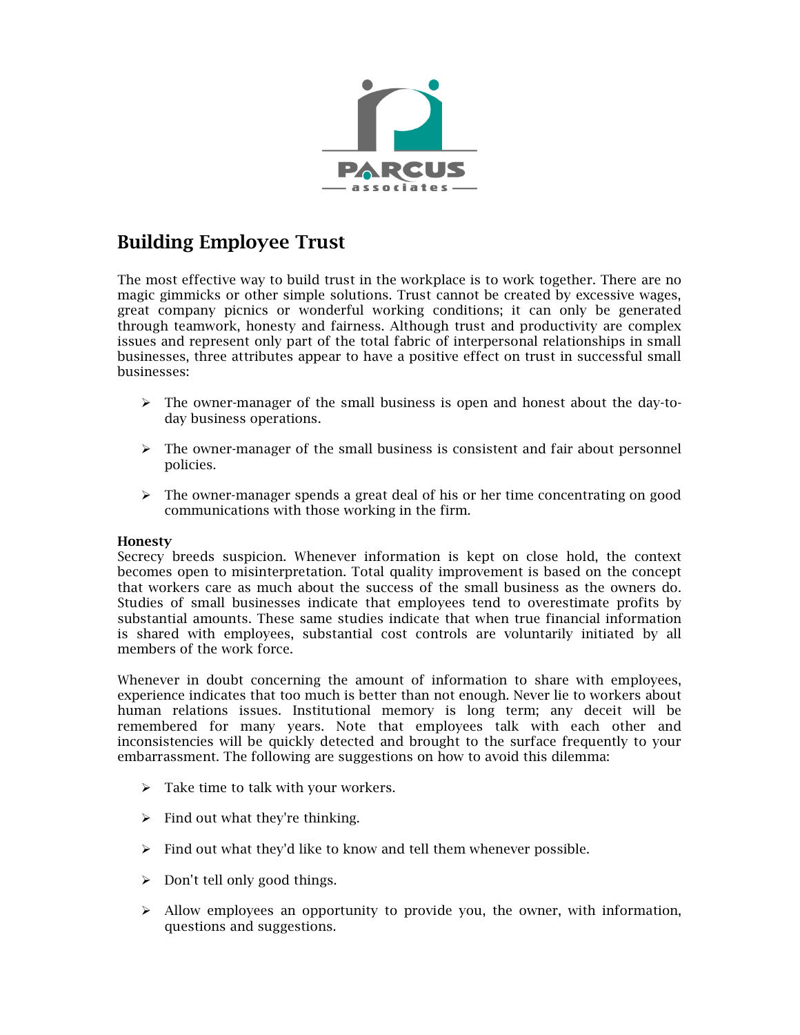# Building Employee Trust

The most effective way to build trust in the workplace is to work together. There are no magic gimmicks or other simple solutions. Trust cannot be created by excessive wages, great company picnics or wonderful working conditions; it can only be generated through teamwork, honesty and fairness. Although trust and productivity are complex issues and represent only part of the total fabric of interpersonal relationships in small businesses, three attributes appear to have a positive effect on trust in successful small businesses:

- The owner-manager of the small business is open and honest about the day-to-day business operations.
- The owner-manager of the small business is consistent and fair about personnel policies.
- The owner-manager spends a great deal of his or her time concentrating on good communications with those working in the firm.

**Honesty**

Secrecy breeds suspicion. Whenever information is kept on close hold, the context becomes open to misinterpretation. Total quality improvement is based on the concept that workers care as much about the success of the small business as the owners do. Studies of small businesses indicate that employees tend to overestimate profits by substantial amounts. These same studies indicate that when true financial information is shared with employees, substantial cost controls are voluntarily initiated by all members of the work force.

Whenever in doubt concerning the amount of information to share with employees, experience indicates that too much is better than not enough. Never lie to workers about human relations issues. Institutional memory is long term; any deceit will be remembered for many years. Note that employees talk with each other and inconsistencies will be quickly detected and brought to the surface frequently to your embarrassment. The following are suggestions on how to avoid this dilemma:

- Take time to talk with your workers.
- Find out what they're thinking.
- Find out what they'd like to know and tell them whenever possible.
- Don't tell only good things.
- Allow employees an opportunity to provide you, the owner, with information, questions and suggestions.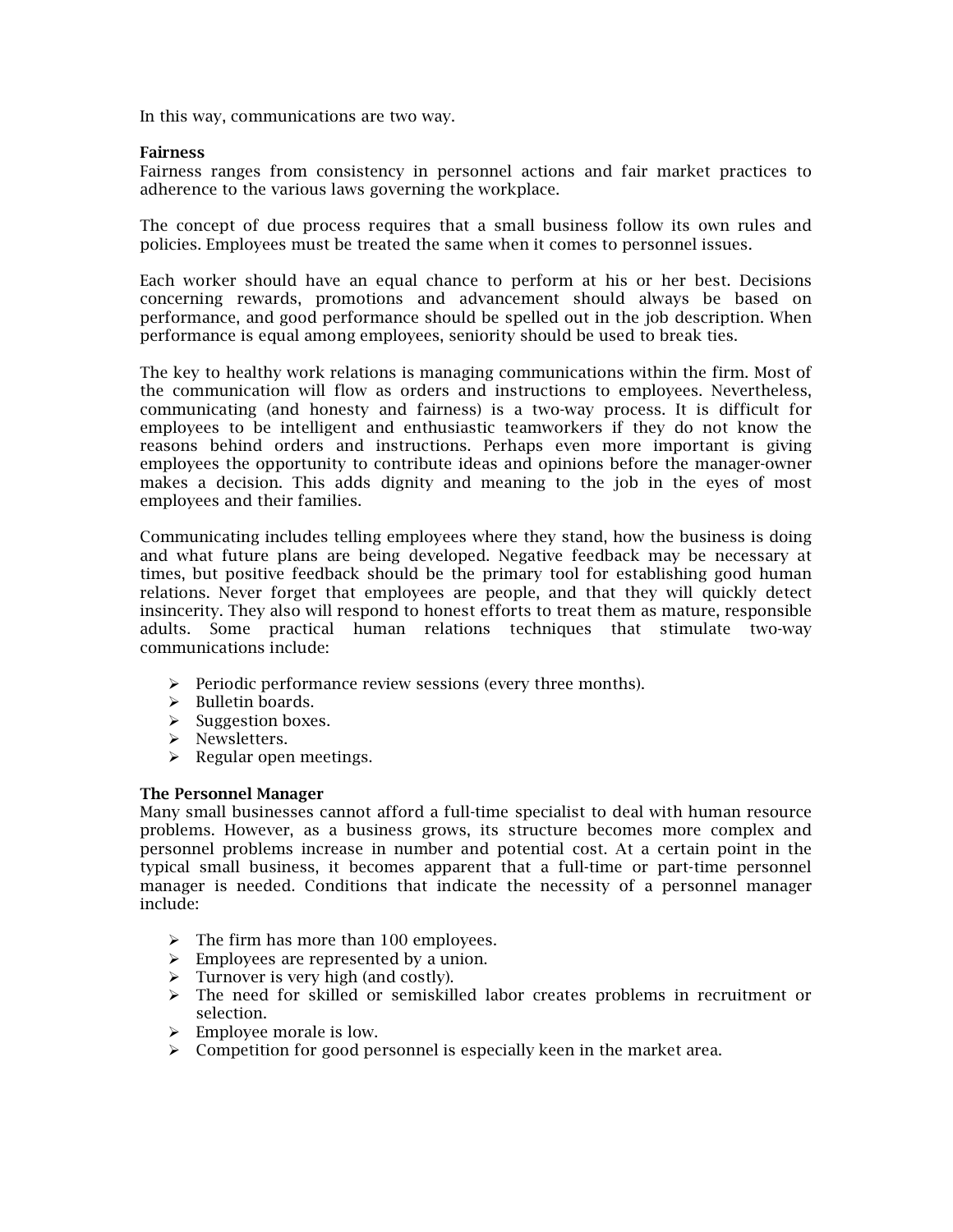In this way, communications are two way.

**Fairness**

Fairness ranges from consistency in personnel actions and fair market practices to adherence to the various laws governing the workplace.

The concept of due process requires that a small business follow its own rules and policies. Employees must be treated the same when it comes to personnel issues.

Each worker should have an equal chance to perform at his or her best. Decisions concerning rewards, promotions and advancement should always be based on performance, and good performance should be spelled out in the job description. When performance is equal among employees, seniority should be used to break ties.

The key to healthy work relations is managing communications within the firm. Most of the communication will flow as orders and instructions to employees. Nevertheless, communicating (and honesty and fairness) is a two-way process. It is difficult for employees to be intelligent and enthusiastic teamworkers if they do not know the reasons behind orders and instructions. Perhaps even more important is giving employees the opportunity to contribute ideas and opinions before the manager-owner makes a decision. This adds dignity and meaning to the job in the eyes of most employees and their families.

Communicating includes telling employees where they stand, how the business is doing and what future plans are being developed. Negative feedback may be necessary at times, but positive feedback should be the primary tool for establishing good human relations. Never forget that employees are people, and that they will quickly detect insincerity. They also will respond to honest efforts to treat them as mature, responsible adults. Some practical human relations techniques that stimulate two-way communications include:

- Periodic performance review sessions (every three months).
- Bulletin boards.
- Suggestion boxes.
- Newsletters.
- Regular open meetings.

**The Personnel Manager**

Many small businesses cannot afford a full-time specialist to deal with human resource problems. However, as a business grows, its structure becomes more complex and personnel problems increase in number and potential cost. At a certain point in the typical small business, it becomes apparent that a full-time or part-time personnel manager is needed. Conditions that indicate the necessity of a personnel manager include:

- The firm has more than 100 employees.
- Employees are represented by a union.
- Turnover is very high (and costly).
- The need for skilled or semiskilled labor creates problems in recruitment or selection.
- Employee morale is low.
- Competition for good personnel is especially keen in the market area.